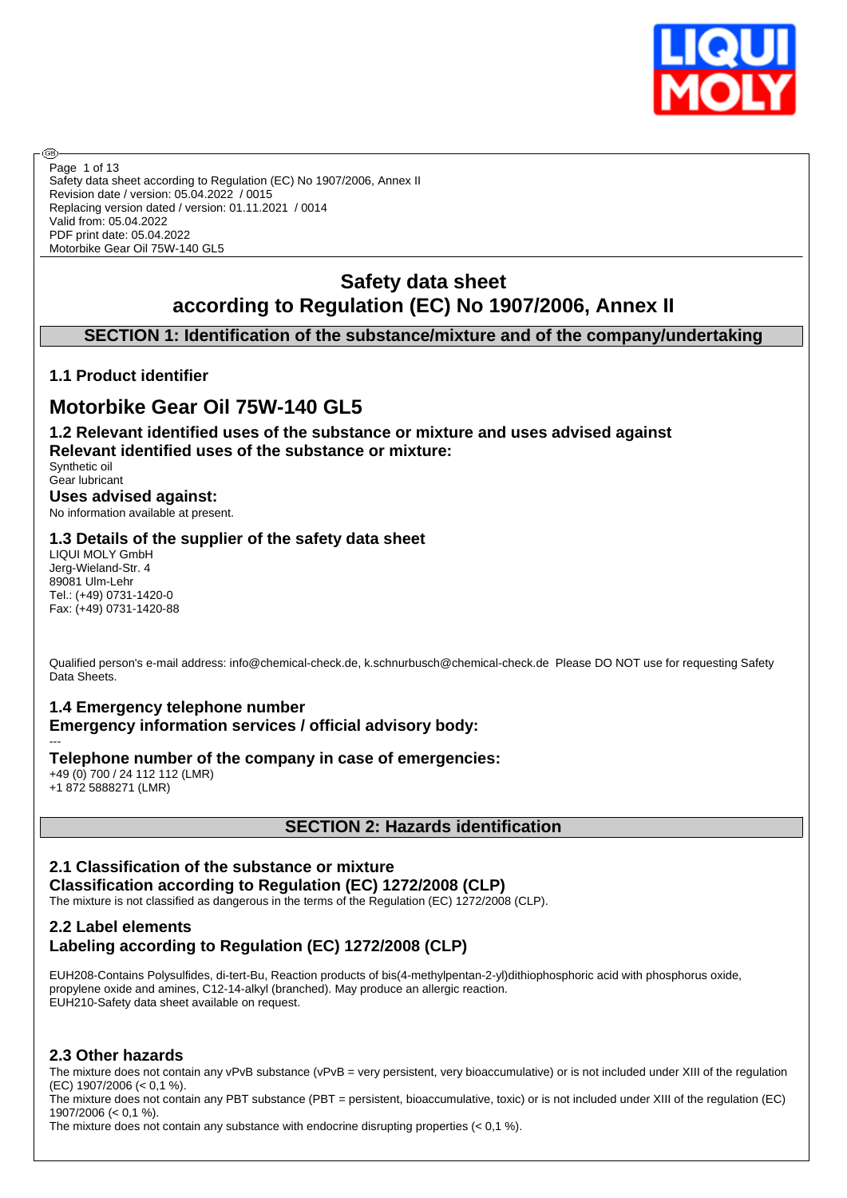Safety data sheet according to Regulation (EC) No 1907/2006, Annex II
Revision date / version: 05.04.2022 / 0015
Replacing version dated / version: 01.11.2021 / 0014
Valid from: 05.04.2022
PDF print date: 05.04.2022
Motorbike Gear Oil 75W-140 GL5

# Safety data sheet according to Regulation (EC) No 1907/2006, Annex II

## SECTION 1: Identification of the substance/mixture and of the company/undertaking

### 1.1 Product identifier

# Motorbike Gear Oil 75W-140 GL5

### 1.2 Relevant identified uses of the substance or mixture and uses advised against

### Relevant identified uses of the substance or mixture:

Synthetic oil
Gear lubricant

### Uses advised against:

No information available at present.

### 1.3 Details of the supplier of the safety data sheet

LIQUI MOLY GmbH
Jerg-Wieland-Str. 4
89081 Ulm-Lehr
Tel.: (+49) 0731-1420-0
Fax: (+49) 0731-1420-88

Qualified person's e-mail address: info@chemical-check.de, k.schnurbusch@chemical-check.de Please DO NOT use for requesting Safety Data Sheets.

### 1.4 Emergency telephone number

### Emergency information services / official advisory body:

---

### Telephone number of the company in case of emergencies:

+49 (0) 700 / 24 112 112 (LMR)
+1 872 5888271 (LMR)

## SECTION 2: Hazards identification

### 2.1 Classification of the substance or mixture

### Classification according to Regulation (EC) 1272/2008 (CLP)

The mixture is not classified as dangerous in the terms of the Regulation (EC) 1272/2008 (CLP).

### 2.2 Label elements

### Labeling according to Regulation (EC) 1272/2008 (CLP)

EUH208-Contains Polysulfides, di-tert-Bu, Reaction products of bis(4-methylpentan-2-yl)dithiophosphoric acid with phosphorus oxide, propylene oxide and amines, C12-14-alkyl (branched). May produce an allergic reaction.
EUH210-Safety data sheet available on request.

### 2.3 Other hazards

The mixture does not contain any vPvB substance (vPvB = very persistent, very bioaccumulative) or is not included under XIII of the regulation (EC) 1907/2006 (< 0,1 %).
The mixture does not contain any PBT substance (PBT = persistent, bioaccumulative, toxic) or is not included under XIII of the regulation (EC) 1907/2006 (< 0,1 %).
The mixture does not contain any substance with endocrine disrupting properties (< 0,1 %).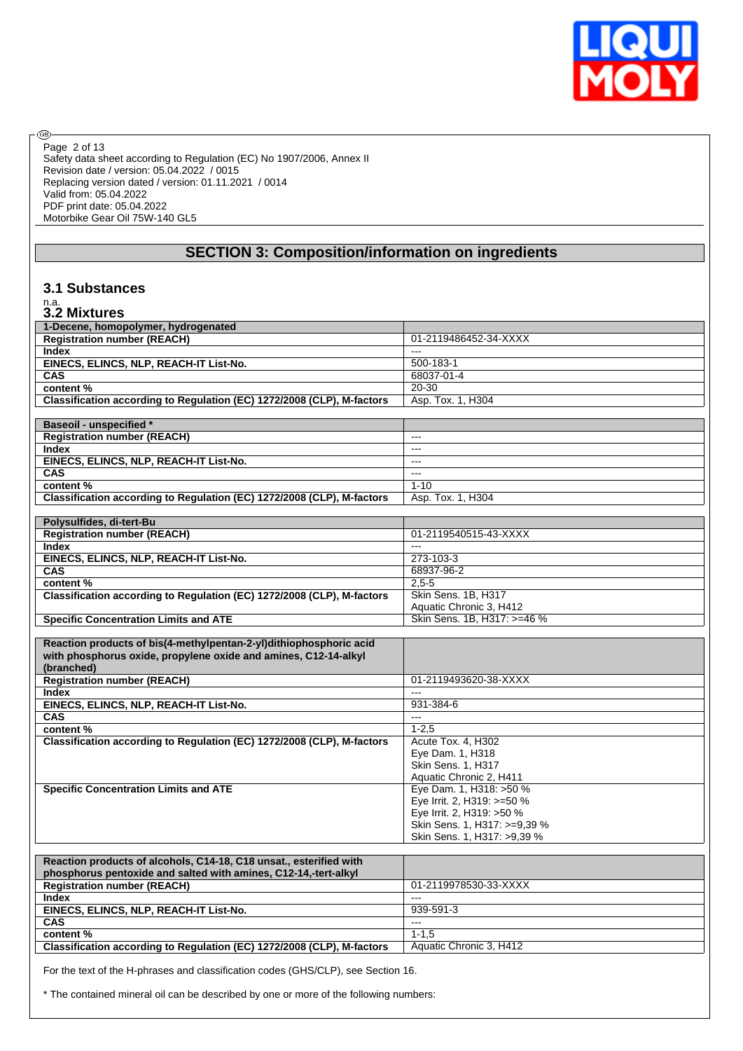## SECTION 3: Composition/information on ingredients

### 3.1 Substances

n.a.

### 3.2 Mixtures

| 1-Decene, homopolymer, hydrogenated | |
|---|---|
| **Registration number (REACH)** | 01-2119486452-34-XXXX |
| **Index** | --- |
| **EINECS, ELINCS, NLP, REACH-IT List-No.** | 500-183-1 |
| **CAS** | 68037-01-4 |
| **content %** | 20-30 |
| **Classification according to Regulation (EC) 1272/2008 (CLP), M-factors** | Asp. Tox. 1, H304 |

| Baseoil - unspecified * | |
|---|---|
| **Registration number (REACH)** | --- |
| **Index** | --- |
| **EINECS, ELINCS, NLP, REACH-IT List-No.** | --- |
| **CAS** | --- |
| **content %** | 1-10 |
| **Classification according to Regulation (EC) 1272/2008 (CLP), M-factors** | Asp. Tox. 1, H304 |

| Polysulfides, di-tert-Bu | |
|---|---|
| **Registration number (REACH)** | 01-2119540515-43-XXXX |
| **Index** | --- |
| **EINECS, ELINCS, NLP, REACH-IT List-No.** | 273-103-3 |
| **CAS** | 68937-96-2 |
| **content %** | 2,5-5 |
| **Classification according to Regulation (EC) 1272/2008 (CLP), M-factors** | Skin Sens. 1B, H317<br>Aquatic Chronic 3, H412 |
| **Specific Concentration Limits and ATE** | Skin Sens. 1B, H317: >=46 % |

| Reaction products of bis(4-methylpentan-2-yl)dithiophosphoric acid with phosphorus oxide, propylene oxide and amines, C12-14-alkyl (branched) | |
|---|---|
| **Registration number (REACH)** | 01-2119493620-38-XXXX |
| **Index** | --- |
| **EINECS, ELINCS, NLP, REACH-IT List-No.** | 931-384-6 |
| **CAS** | --- |
| **content %** | 1-2,5 |
| **Classification according to Regulation (EC) 1272/2008 (CLP), M-factors** | Acute Tox. 4, H302<br>Eye Dam. 1, H318<br>Skin Sens. 1, H317<br>Aquatic Chronic 2, H411 |
| **Specific Concentration Limits and ATE** | Eye Dam. 1, H318: >50 %<br>Eye Irrit. 2, H319: >=50 %<br>Eye Irrit. 2, H319: >50 %<br>Skin Sens. 1, H317: >=9,39 %<br>Skin Sens. 1, H317: >9,39 % |

| Reaction products of alcohols, C14-18, C18 unsat., esterified with phosphorus pentoxide and salted with amines, C12-14,-tert-alkyl | |
|---|---|
| **Registration number (REACH)** | 01-2119978530-33-XXXX |
| **Index** | --- |
| **EINECS, ELINCS, NLP, REACH-IT List-No.** | 939-591-3 |
| **CAS** | --- |
| **content %** | 1-1,5 |
| **Classification according to Regulation (EC) 1272/2008 (CLP), M-factors** | Aquatic Chronic 3, H412 |

For the text of the H-phrases and classification codes (GHS/CLP), see Section 16.

* The contained mineral oil can be described by one or more of the following numbers: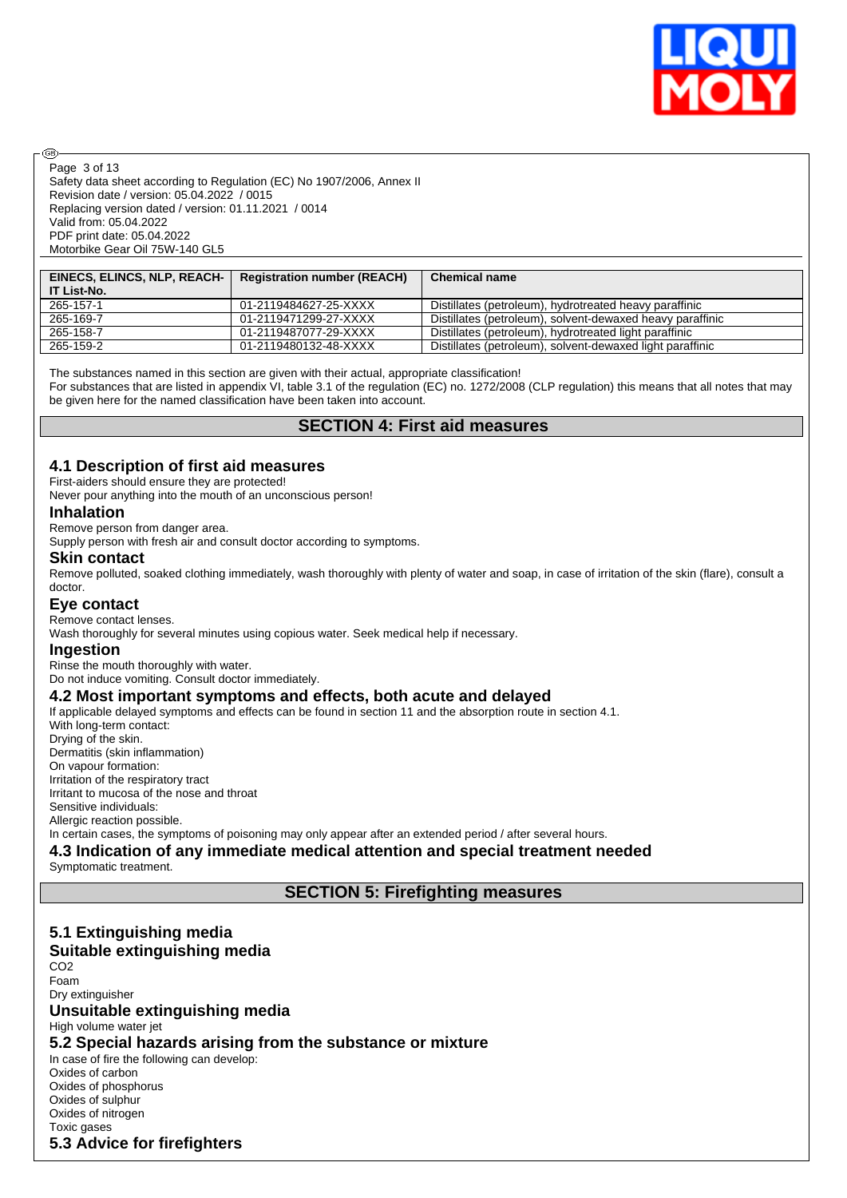| EINECS, ELINCS, NLP, REACH-IT List-No. | Registration number (REACH) | Chemical name |
|---|---|---|
| 265-157-1 | 01-2119484627-25-XXXX | Distillates (petroleum), hydrotreated heavy paraffinic |
| 265-169-7 | 01-2119471299-27-XXXX | Distillates (petroleum), solvent-dewaxed heavy paraffinic |
| 265-158-7 | 01-2119487077-29-XXXX | Distillates (petroleum), hydrotreated light paraffinic |
| 265-159-2 | 01-2119480132-48-XXXX | Distillates (petroleum), solvent-dewaxed light paraffinic |

The substances named in this section are given with their actual, appropriate classification!
For substances that are listed in appendix VI, table 3.1 of the regulation (EC) no. 1272/2008 (CLP regulation) this means that all notes that may be given here for the named classification have been taken into account.

## SECTION 4: First aid measures

### 4.1 Description of first aid measures

First-aiders should ensure they are protected!
Never pour anything into the mouth of an unconscious person!

#### Inhalation

Remove person from danger area.
Supply person with fresh air and consult doctor according to symptoms.

#### Skin contact

Remove polluted, soaked clothing immediately, wash thoroughly with plenty of water and soap, in case of irritation of the skin (flare), consult a doctor.

#### Eye contact

Remove contact lenses.
Wash thoroughly for several minutes using copious water. Seek medical help if necessary.

#### Ingestion

Rinse the mouth thoroughly with water.
Do not induce vomiting. Consult doctor immediately.

### 4.2 Most important symptoms and effects, both acute and delayed

If applicable delayed symptoms and effects can be found in section 11 and the absorption route in section 4.1.
With long-term contact:
Drying of the skin.
Dermatitis (skin inflammation)
On vapour formation:
Irritation of the respiratory tract
Irritant to mucosa of the nose and throat
Sensitive individuals:
Allergic reaction possible.
In certain cases, the symptoms of poisoning may only appear after an extended period / after several hours.

### 4.3 Indication of any immediate medical attention and special treatment needed

Symptomatic treatment.

## SECTION 5: Firefighting measures

### 5.1 Extinguishing media

#### Suitable extinguishing media

$CO_2$
Foam
Dry extinguisher

#### Unsuitable extinguishing media

High volume water jet

### 5.2 Special hazards arising from the substance or mixture

In case of fire the following can develop:
Oxides of carbon
Oxides of phosphorus
Oxides of sulphur
Oxides of nitrogen
Toxic gases

### 5.3 Advice for firefighters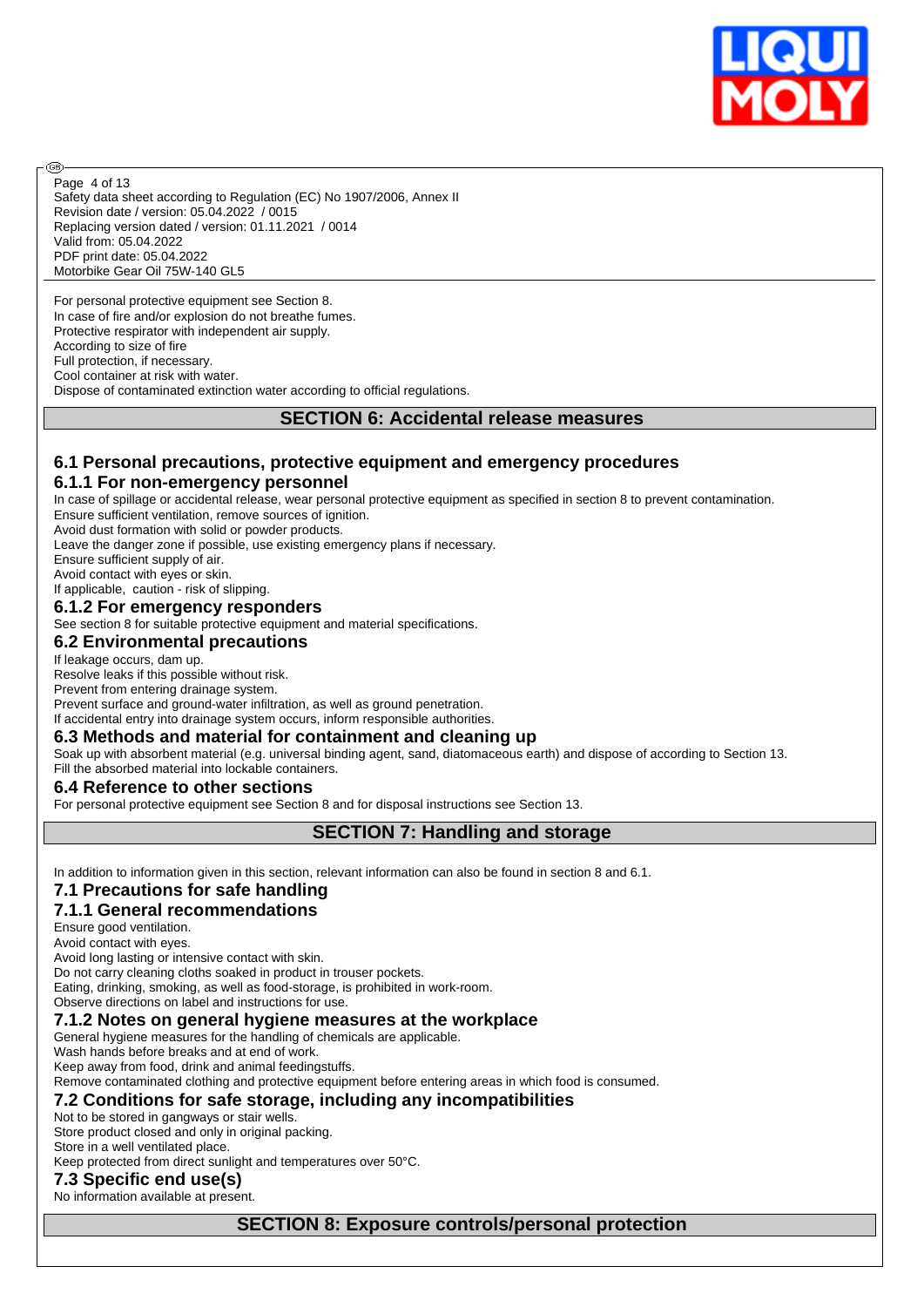For personal protective equipment see Section 8.
In case of fire and/or explosion do not breathe fumes.
Protective respirator with independent air supply.
According to size of fire
Full protection, if necessary.
Cool container at risk with water.
Dispose of contaminated extinction water according to official regulations.

## SECTION 6: Accidental release measures

### 6.1 Personal precautions, protective equipment and emergency procedures

#### 6.1.1 For non-emergency personnel

In case of spillage or accidental release, wear personal protective equipment as specified in section 8 to prevent contamination.
Ensure sufficient ventilation, remove sources of ignition.
Avoid dust formation with solid or powder products.
Leave the danger zone if possible, use existing emergency plans if necessary.
Ensure sufficient supply of air.
Avoid contact with eyes or skin.
If applicable, caution - risk of slipping.

#### 6.1.2 For emergency responders

See section 8 for suitable protective equipment and material specifications.

### 6.2 Environmental precautions

If leakage occurs, dam up.
Resolve leaks if this possible without risk.
Prevent from entering drainage system.
Prevent surface and ground-water infiltration, as well as ground penetration.
If accidental entry into drainage system occurs, inform responsible authorities.

### 6.3 Methods and material for containment and cleaning up

Soak up with absorbent material (e.g. universal binding agent, sand, diatomaceous earth) and dispose of according to Section 13.
Fill the absorbed material into lockable containers.

### 6.4 Reference to other sections

For personal protective equipment see Section 8 and for disposal instructions see Section 13.

## SECTION 7: Handling and storage

In addition to information given in this section, relevant information can also be found in section 8 and 6.1.

### 7.1 Precautions for safe handling

#### 7.1.1 General recommendations

Ensure good ventilation.
Avoid contact with eyes.
Avoid long lasting or intensive contact with skin.
Do not carry cleaning cloths soaked in product in trouser pockets.
Eating, drinking, smoking, as well as food-storage, is prohibited in work-room.
Observe directions on label and instructions for use.

#### 7.1.2 Notes on general hygiene measures at the workplace

General hygiene measures for the handling of chemicals are applicable.
Wash hands before breaks and at end of work.
Keep away from food, drink and animal feedingstuffs.
Remove contaminated clothing and protective equipment before entering areas in which food is consumed.

### 7.2 Conditions for safe storage, including any incompatibilities

Not to be stored in gangways or stair wells.
Store product closed and only in original packing.
Store in a well ventilated place.
Keep protected from direct sunlight and temperatures over 50°C.

### 7.3 Specific end use(s)

No information available at present.

## SECTION 8: Exposure controls/personal protection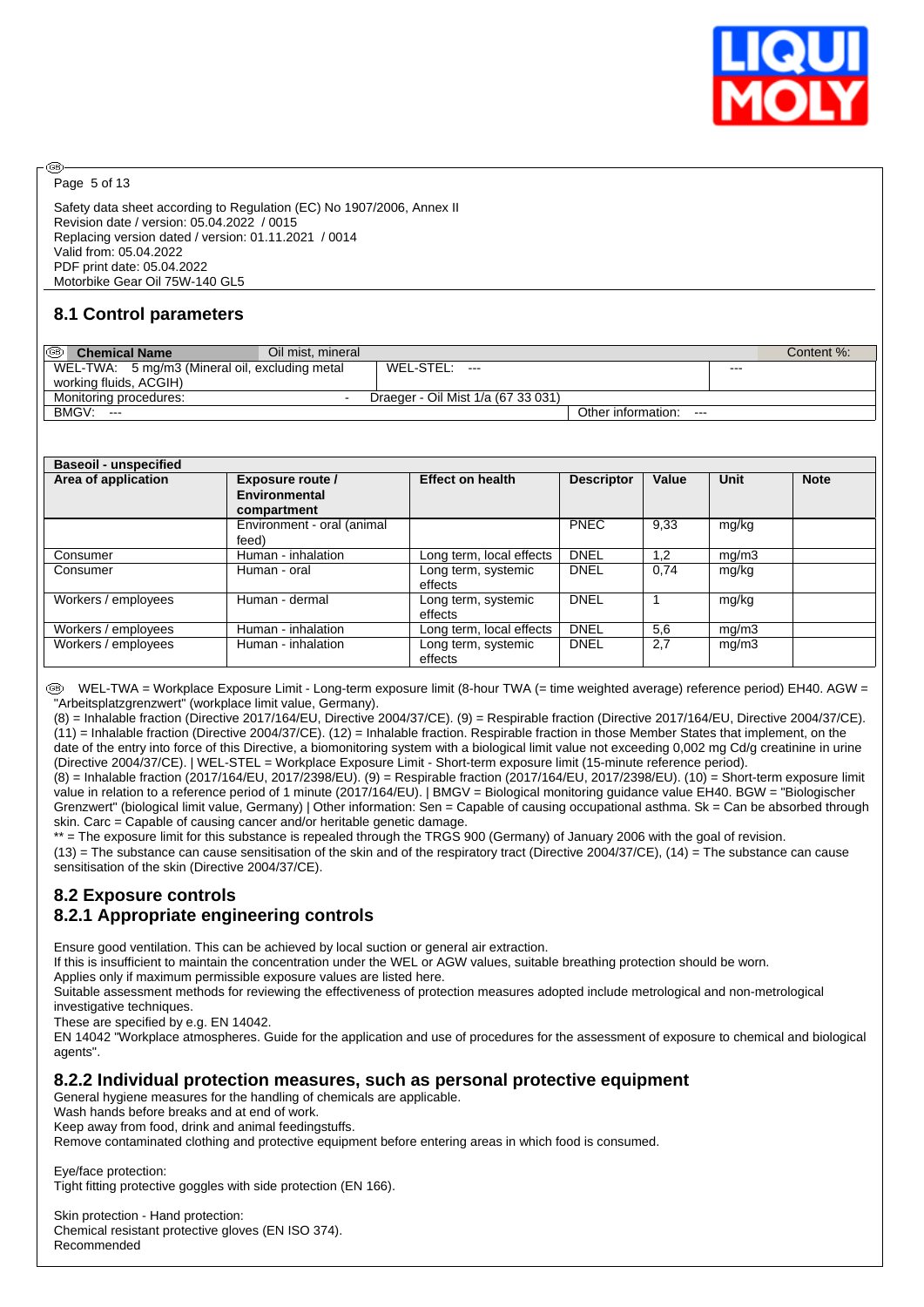Safety data sheet according to Regulation (EC) No 1907/2006, Annex II
Revision date / version: 05.04.2022 / 0015
Replacing version dated / version: 01.11.2021 / 0014
Valid from: 05.04.2022
PDF print date: 05.04.2022
Motorbike Gear Oil 75W-140 GL5

## 8.1 Control parameters

| Chemical Name | Oil mist, mineral | | Content %: |
|---|---|---|---|
| WEL-TWA: 5 mg/m3 (Mineral oil, excluding metal working fluids, ACGIH) | WEL-STEL: --- | | --- |
| Monitoring procedures: | - Draeger - Oil Mist 1/a (67 33 031) | | |
| BMGV: --- | | Other information: --- | |

| Baseoil - unspecified | | | | | | |
|---|---|---|---|---|---|---|
| **Area of application** | **Exposure route / Environmental compartment** | **Effect on health** | **Descriptor** | **Value** | **Unit** | **Note** |
| | Environment - oral (animal feed) | | PNEC | 9,33 | mg/kg | |
| Consumer | Human - inhalation | Long term, local effects | DNEL | 1,2 | mg/m3 | |
| Consumer | Human - oral | Long term, systemic effects | DNEL | 0,74 | mg/kg | |
| Workers / employees | Human - dermal | Long term, systemic effects | DNEL | 1 | mg/kg | |
| Workers / employees | Human - inhalation | Long term, local effects | DNEL | 5,6 | mg/m3 | |
| Workers / employees | Human - inhalation | Long term, systemic effects | DNEL | 2,7 | mg/m3 | |

WEL-TWA = Workplace Exposure Limit - Long-term exposure limit (8-hour TWA (= time weighted average) reference period) EH40. AGW = "Arbeitsplatzgrenzwert" (workplace limit value, Germany).
(8) = Inhalable fraction (Directive 2017/164/EU, Directive 2004/37/CE). (9) = Respirable fraction (Directive 2017/164/EU, Directive 2004/37/CE). (11) = Inhalable fraction (Directive 2004/37/CE). (12) = Inhalable fraction. Respirable fraction in those Member States that implement, on the date of the entry into force of this Directive, a biomonitoring system with a biological limit value not exceeding 0,002 mg Cd/g creatinine in urine (Directive 2004/37/CE). | WEL-STEL = Workplace Exposure Limit - Short-term exposure limit (15-minute reference period).
(8) = Inhalable fraction (2017/164/EU, 2017/2398/EU). (9) = Respirable fraction (2017/164/EU, 2017/2398/EU). (10) = Short-term exposure limit value in relation to a reference period of 1 minute (2017/164/EU). | BMGV = Biological monitoring guidance value EH40. BGW = "Biologischer Grenzwert" (biological limit value, Germany) | Other information: Sen = Capable of causing occupational asthma. Sk = Can be absorbed through skin. Carc = Capable of causing cancer and/or heritable genetic damage.
** = The exposure limit for this substance is repealed through the TRGS 900 (Germany) of January 2006 with the goal of revision.
(13) = The substance can cause sensitisation of the skin and of the respiratory tract (Directive 2004/37/CE), (14) = The substance can cause sensitisation of the skin (Directive 2004/37/CE).

## 8.2 Exposure controls

## 8.2.1 Appropriate engineering controls

Ensure good ventilation. This can be achieved by local suction or general air extraction.
If this is insufficient to maintain the concentration under the WEL or AGW values, suitable breathing protection should be worn.
Applies only if maximum permissible exposure values are listed here.
Suitable assessment methods for reviewing the effectiveness of protection measures adopted include metrological and non-metrological investigative techniques.
These are specified by e.g. EN 14042.
EN 14042 "Workplace atmospheres. Guide for the application and use of procedures for the assessment of exposure to chemical and biological agents".

## 8.2.2 Individual protection measures, such as personal protective equipment

General hygiene measures for the handling of chemicals are applicable.
Wash hands before breaks and at end of work.
Keep away from food, drink and animal feedingstuffs.
Remove contaminated clothing and protective equipment before entering areas in which food is consumed.

Eye/face protection:
Tight fitting protective goggles with side protection (EN 166).

Skin protection - Hand protection:
Chemical resistant protective gloves (EN ISO 374).
Recommended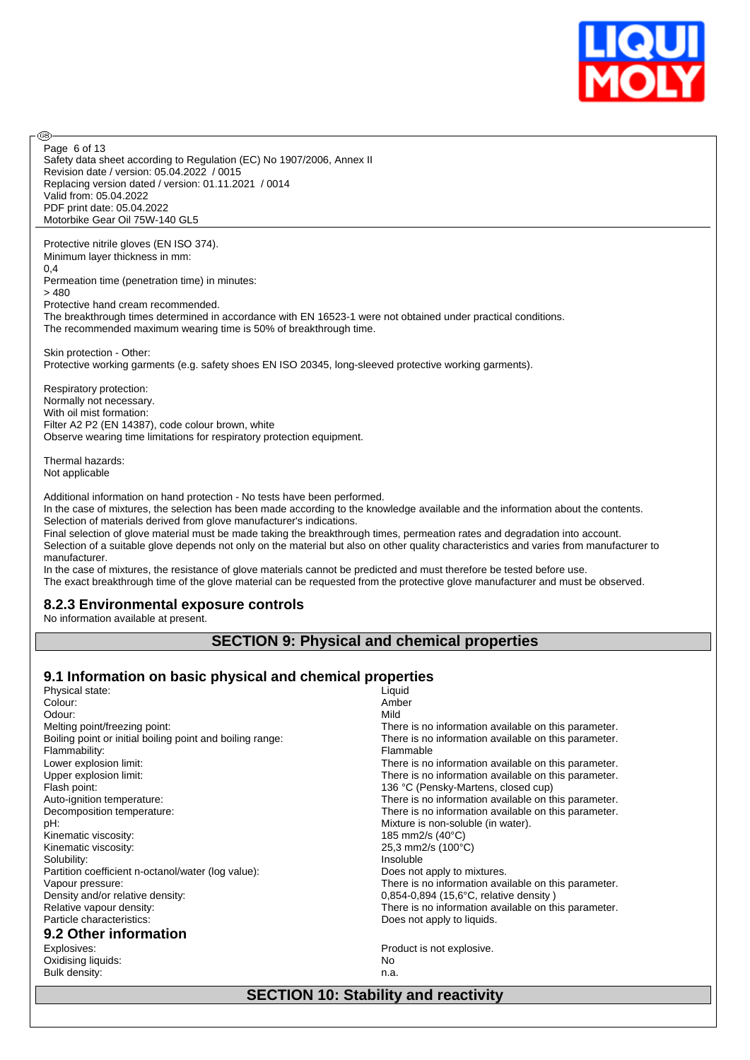Protective nitrile gloves (EN ISO 374).
Minimum layer thickness in mm:
0,4
Permeation time (penetration time) in minutes:
> 480
Protective hand cream recommended.
The breakthrough times determined in accordance with EN 16523-1 were not obtained under practical conditions.
The recommended maximum wearing time is 50% of breakthrough time.

Skin protection - Other:
Protective working garments (e.g. safety shoes EN ISO 20345, long-sleeved protective working garments).

Respiratory protection:
Normally not necessary.
With oil mist formation:
Filter A2 P2 (EN 14387), code colour brown, white
Observe wearing time limitations for respiratory protection equipment.

Thermal hazards:
Not applicable

Additional information on hand protection - No tests have been performed.
In the case of mixtures, the selection has been made according to the knowledge available and the information about the contents.
Selection of materials derived from glove manufacturer's indications.
Final selection of glove material must be made taking the breakthrough times, permeation rates and degradation into account.
Selection of a suitable glove depends not only on the material but also on other quality characteristics and varies from manufacturer to manufacturer.
In the case of mixtures, the resistance of glove materials cannot be predicted and must therefore be tested before use.
The exact breakthrough time of the glove material can be requested from the protective glove manufacturer and must be observed.

### 8.2.3 Environmental exposure controls

No information available at present.

## SECTION 9: Physical and chemical properties

### 9.1 Information on basic physical and chemical properties

| | |
|---|---|
| Physical state: | Liquid |
| Colour: | Amber |
| Odour: | Mild |
| Melting point/freezing point: | There is no information available on this parameter. |
| Boiling point or initial boiling point and boiling range: | There is no information available on this parameter. |
| Flammability: | Flammable |
| Lower explosion limit: | There is no information available on this parameter. |
| Upper explosion limit: | There is no information available on this parameter. |
| Flash point: | 136 °C (Pensky-Martens, closed cup) |
| Auto-ignition temperature: | There is no information available on this parameter. |
| Decomposition temperature: | There is no information available on this parameter. |
| pH: | Mixture is non-soluble (in water). |
| Kinematic viscosity: | 185 mm2/s (40°C) |
| Kinematic viscosity: | 25,3 mm2/s (100°C) |
| Solubility: | Insoluble |
| Partition coefficient n-octanol/water (log value): | Does not apply to mixtures. |
| Vapour pressure: | There is no information available on this parameter. |
| Density and/or relative density: | 0,854-0,894 (15,6°C, relative density ) |
| Relative vapour density: | There is no information available on this parameter. |
| Particle characteristics: | Does not apply to liquids. |

### 9.2 Other information

| | |
|---|---|
| Explosives: | Product is not explosive. |
| Oxidising liquids: | No |
| Bulk density: | n.a. |

## SECTION 10: Stability and reactivity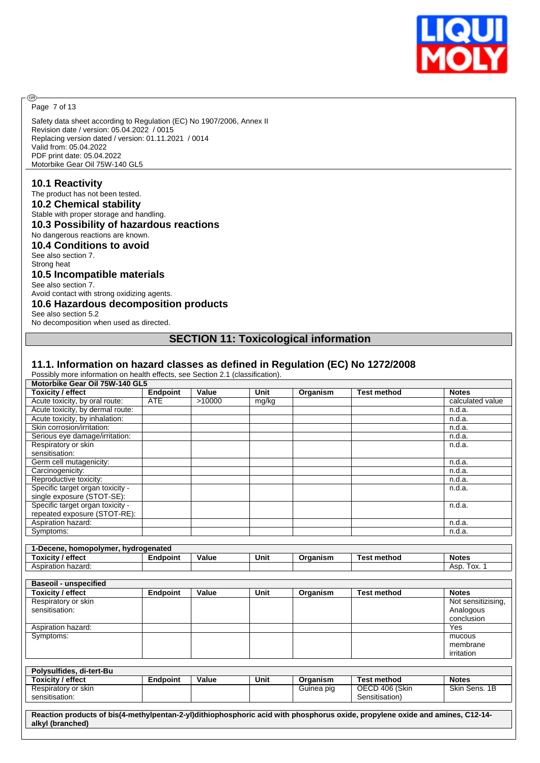## 10.1 Reactivity

The product has not been tested.

## 10.2 Chemical stability

Stable with proper storage and handling.

## 10.3 Possibility of hazardous reactions

No dangerous reactions are known.

## 10.4 Conditions to avoid

See also section 7.
Strong heat

## 10.5 Incompatible materials

See also section 7.
Avoid contact with strong oxidizing agents.

## 10.6 Hazardous decomposition products

See also section 5.2
No decomposition when used as directed.

# SECTION 11: Toxicological information

## 11.1. Information on hazard classes as defined in Regulation (EC) No 1272/2008

Possibly more information on health effects, see Section 2.1 (classification).

**Motorbike Gear Oil 75W-140 GL5**

| Toxicity / effect | Endpoint | Value | Unit | Organism | Test method | Notes |
|---|---|---|---|---|---|---|
| Acute toxicity, by oral route: | ATE | >10000 | mg/kg | | | calculated value |
| Acute toxicity, by dermal route: | | | | | | n.d.a. |
| Acute toxicity, by inhalation: | | | | | | n.d.a. |
| Skin corrosion/irritation: | | | | | | n.d.a. |
| Serious eye damage/irritation: | | | | | | n.d.a. |
| Respiratory or skin sensitisation: | | | | | | n.d.a. |
| Germ cell mutagenicity: | | | | | | n.d.a. |
| Carcinogenicity: | | | | | | n.d.a. |
| Reproductive toxicity: | | | | | | n.d.a. |
| Specific target organ toxicity - single exposure (STOT-SE): | | | | | | n.d.a. |
| Specific target organ toxicity - repeated exposure (STOT-RE): | | | | | | n.d.a. |
| Aspiration hazard: | | | | | | n.d.a. |
| Symptoms: | | | | | | n.d.a. |

**1-Decene, homopolymer, hydrogenated**

| Toxicity / effect | Endpoint | Value | Unit | Organism | Test method | Notes |
|---|---|---|---|---|---|---|
| Aspiration hazard: | | | | | | Asp. Tox. 1 |

**Baseoil - unspecified**

| Toxicity / effect | Endpoint | Value | Unit | Organism | Test method | Notes |
|---|---|---|---|---|---|---|
| Respiratory or skin sensitisation: | | | | | | Not sensitizising, Analogous conclusion |
| Aspiration hazard: | | | | | | Yes |
| Symptoms: | | | | | | mucous membrane irritation |

**Polysulfides, di-tert-Bu**

| Toxicity / effect | Endpoint | Value | Unit | Organism | Test method | Notes |
|---|---|---|---|---|---|---|
| Respiratory or skin sensitisation: | | | | Guinea pig | OECD 406 (Skin Sensitisation) | Skin Sens. 1B |

**Reaction products of bis(4-methylpentan-2-yl)dithiophosphoric acid with phosphorus oxide, propylene oxide and amines, C12-14-alkyl (branched)**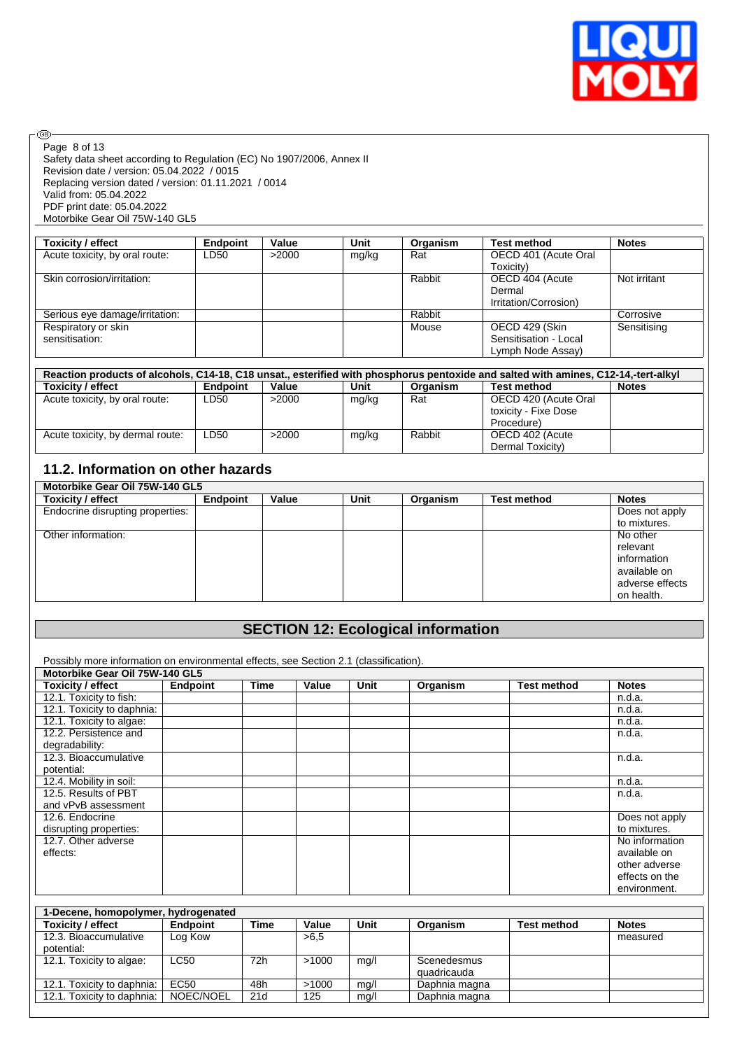| Toxicity / effect | Endpoint | Value | Unit | Organism | Test method | Notes |
|---|---|---|---|---|---|---|
| Acute toxicity, by oral route: | LD50 | >2000 | mg/kg | Rat | OECD 401 (Acute Oral Toxicity) | |
| Skin corrosion/irritation: | | | | Rabbit | OECD 404 (Acute Dermal Irritation/Corrosion) | Not irritant |
| Serious eye damage/irritation: | | | | Rabbit | | Corrosive |
| Respiratory or skin sensitisation: | | | | Mouse | OECD 429 (Skin Sensitisation - Local Lymph Node Assay) | Sensitising |

| Reaction products of alcohols, C14-18, C18 unsat., esterified with phosphorus pentoxide and salted with amines, C12-14,-tert-alkyl | | | | | | |
|---|---|---|---|---|---|---|
| **Toxicity / effect** | **Endpoint** | **Value** | **Unit** | **Organism** | **Test method** | **Notes** |
| Acute toxicity, by oral route: | LD50 | >2000 | mg/kg | Rat | OECD 420 (Acute Oral toxicity - Fixe Dose Procedure) | |
| Acute toxicity, by dermal route: | LD50 | >2000 | mg/kg | Rabbit | OECD 402 (Acute Dermal Toxicity) | |

## 11.2. Information on other hazards

| Motorbike Gear Oil 75W-140 GL5 | | | | | | |
|---|---|---|---|---|---|---|
| **Toxicity / effect** | **Endpoint** | **Value** | **Unit** | **Organism** | **Test method** | **Notes** |
| Endocrine disrupting properties: | | | | | | Does not apply to mixtures. |
| Other information: | | | | | | No other relevant information available on adverse effects on health. |

# SECTION 12: Ecological information

Possibly more information on environmental effects, see Section 2.1 (classification).

| Motorbike Gear Oil 75W-140 GL5 | | | | | | | |
|---|---|---|---|---|---|---|---|
| **Toxicity / effect** | **Endpoint** | **Time** | **Value** | **Unit** | **Organism** | **Test method** | **Notes** |
| 12.1. Toxicity to fish: | | | | | | | n.d.a. |
| 12.1. Toxicity to daphnia: | | | | | | | n.d.a. |
| 12.1. Toxicity to algae: | | | | | | | n.d.a. |
| 12.2. Persistence and degradability: | | | | | | | n.d.a. |
| 12.3. Bioaccumulative potential: | | | | | | | n.d.a. |
| 12.4. Mobility in soil: | | | | | | | n.d.a. |
| 12.5. Results of PBT and vPvB assessment | | | | | | | n.d.a. |
| 12.6. Endocrine disrupting properties: | | | | | | | Does not apply to mixtures. |
| 12.7. Other adverse effects: | | | | | | | No information available on other adverse effects on the environment. |

| 1-Decene, homopolymer, hydrogenated | | | | | | | |
|---|---|---|---|---|---|---|---|
| **Toxicity / effect** | **Endpoint** | **Time** | **Value** | **Unit** | **Organism** | **Test method** | **Notes** |
| 12.3. Bioaccumulative potential: | Log Kow | | >6,5 | | | | measured |
| 12.1. Toxicity to algae: | LC50 | 72h | >1000 | mg/l | Scenedesmus quadricauda | | |
| 12.1. Toxicity to daphnia: | EC50 | 48h | >1000 | mg/l | Daphnia magna | | |
| 12.1. Toxicity to daphnia: | NOEC/NOEL | 21d | 125 | mg/l | Daphnia magna | | |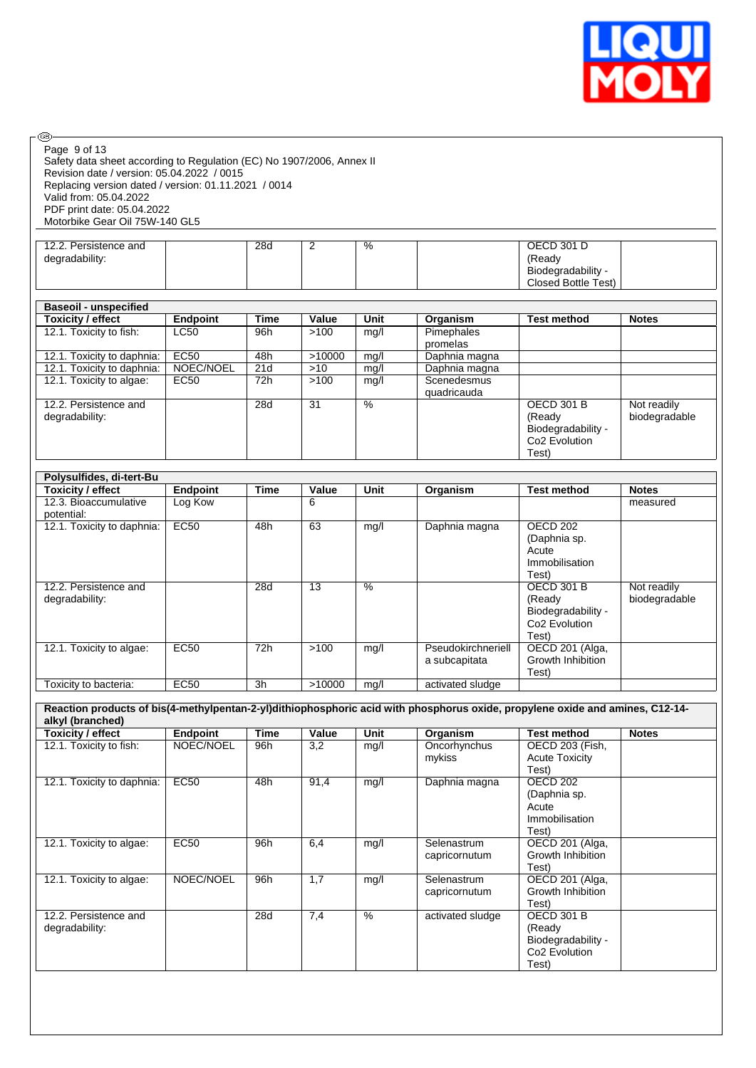Safety data sheet according to Regulation (EC) No 1907/2006, Annex II
Revision date / version: 05.04.2022 / 0015
Replacing version dated / version: 01.11.2021 / 0014
Valid from: 05.04.2022
PDF print date: 05.04.2022
Motorbike Gear Oil 75W-140 GL5

| | | | | | | | |
|---|---|---|---|---|---|---|---|
| 12.2. Persistence and degradability: | | 28d | 2 | % | | OECD 301 D (Ready Biodegradability - Closed Bottle Test) | |

| **Baseoil - unspecified** | | | | | | | |
|---|---|---|---|---|---|---|---|
| **Toxicity / effect** | **Endpoint** | **Time** | **Value** | **Unit** | **Organism** | **Test method** | **Notes** |
| 12.1. Toxicity to fish: | LC50 | 96h | >100 | mg/l | Pimephales promelas | | |
| 12.1. Toxicity to daphnia: | EC50 | 48h | >10000 | mg/l | Daphnia magna | | |
| 12.1. Toxicity to daphnia: | NOEC/NOEL | 21d | >10 | mg/l | Daphnia magna | | |
| 12.1. Toxicity to algae: | EC50 | 72h | >100 | mg/l | Scenedesmus quadricauda | | |
| 12.2. Persistence and degradability: | | 28d | 31 | % | | OECD 301 B (Ready Biodegradability - Co2 Evolution Test) | Not readily biodegradable |

| **Polysulfides, di-tert-Bu** | | | | | | | |
|---|---|---|---|---|---|---|---|
| **Toxicity / effect** | **Endpoint** | **Time** | **Value** | **Unit** | **Organism** | **Test method** | **Notes** |
| 12.3. Bioaccumulative potential: | Log Kow | | 6 | | | | measured |
| 12.1. Toxicity to daphnia: | EC50 | 48h | 63 | mg/l | Daphnia magna | OECD 202 (Daphnia sp. Acute Immobilisation Test) | |
| 12.2. Persistence and degradability: | | 28d | 13 | % | | OECD 301 B (Ready Biodegradability - Co2 Evolution Test) | Not readily biodegradable |
| 12.1. Toxicity to algae: | EC50 | 72h | >100 | mg/l | Pseudokirchneriella subcapitata | OECD 201 (Alga, Growth Inhibition Test) | |
| Toxicity to bacteria: | EC50 | 3h | >10000 | mg/l | activated sludge | | |

| **Reaction products of bis(4-methylpentan-2-yl)dithiophosphoric acid with phosphorus oxide, propylene oxide and amines, C12-14-alkyl (branched)** | | | | | | | |
|---|---|---|---|---|---|---|---|
| **Toxicity / effect** | **Endpoint** | **Time** | **Value** | **Unit** | **Organism** | **Test method** | **Notes** |
| 12.1. Toxicity to fish: | NOEC/NOEL | 96h | 3,2 | mg/l | Oncorhynchus mykiss | OECD 203 (Fish, Acute Toxicity Test) | |
| 12.1. Toxicity to daphnia: | EC50 | 48h | 91,4 | mg/l | Daphnia magna | OECD 202 (Daphnia sp. Acute Immobilisation Test) | |
| 12.1. Toxicity to algae: | EC50 | 96h | 6,4 | mg/l | Selenastrum capricornutum | OECD 201 (Alga, Growth Inhibition Test) | |
| 12.1. Toxicity to algae: | NOEC/NOEL | 96h | 1,7 | mg/l | Selenastrum capricornutum | OECD 201 (Alga, Growth Inhibition Test) | |
| 12.2. Persistence and degradability: | | 28d | 7,4 | % | activated sludge | OECD 301 B (Ready Biodegradability - Co2 Evolution Test) | |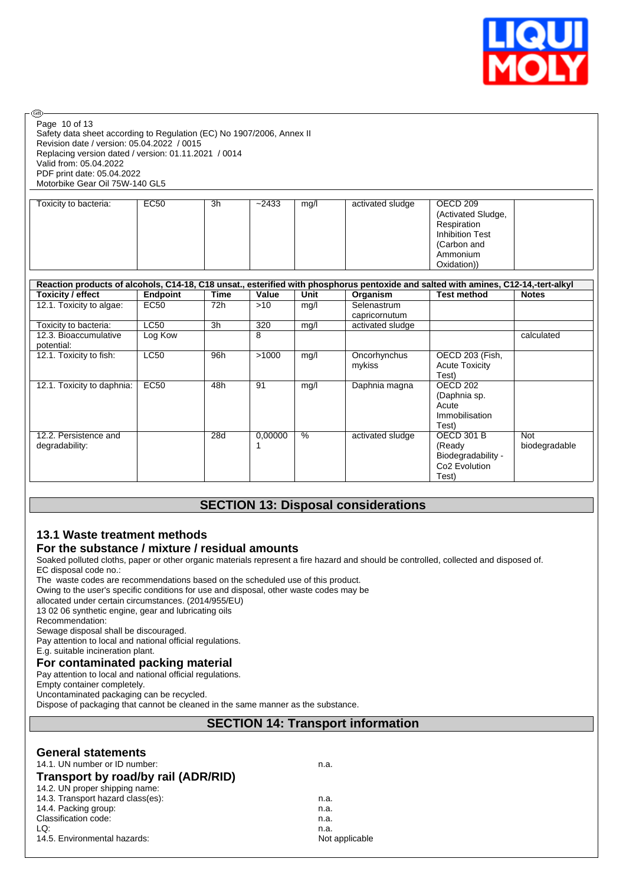| | | | | | | | |
|---|---|---|---|---|---|---|---|
| Toxicity to bacteria: | EC50 | 3h | ~2433 | mg/l | activated sludge | OECD 209 (Activated Sludge, Respiration Inhibition Test (Carbon and Ammonium Oxidation)) | |

| Reaction products of alcohols, C14-18, C18 unsat., esterified with phosphorus pentoxide and salted with amines, C12-14,-tert-alkyl | | | | | | | |
|---|---|---|---|---|---|---|---|
| **Toxicity / effect** | **Endpoint** | **Time** | **Value** | **Unit** | **Organism** | **Test method** | **Notes** |
| 12.1. Toxicity to algae: | EC50 | 72h | >10 | mg/l | Selenastrum capricornutum | | |
| Toxicity to bacteria: | LC50 | 3h | 320 | mg/l | activated sludge | | |
| 12.3. Bioaccumulative potential: | Log Kow | | 8 | | | | calculated |
| 12.1. Toxicity to fish: | LC50 | 96h | >1000 | mg/l | Oncorhynchus mykiss | OECD 203 (Fish, Acute Toxicity Test) | |
| 12.1. Toxicity to daphnia: | EC50 | 48h | 91 | mg/l | Daphnia magna | OECD 202 (Daphnia sp. Acute Immobilisation Test) | |
| 12.2. Persistence and degradability: | | 28d | 0,000001 | % | activated sludge | OECD 301 B (Ready Biodegradability - Co2 Evolution Test) | Not biodegradable |

## SECTION 13: Disposal considerations

### 13.1 Waste treatment methods

### For the substance / mixture / residual amounts

Soaked polluted cloths, paper or other organic materials represent a fire hazard and should be controlled, collected and disposed of.
EC disposal code no.:
The waste codes are recommendations based on the scheduled use of this product.
Owing to the user's specific conditions for use and disposal, other waste codes may be allocated under certain circumstances. (2014/955/EU)
13 02 06 synthetic engine, gear and lubricating oils
Recommendation:
Sewage disposal shall be discouraged.
Pay attention to local and national official regulations.
E.g. suitable incineration plant.

### For contaminated packing material

Pay attention to local and national official regulations.
Empty container completely.
Uncontaminated packaging can be recycled.
Dispose of packaging that cannot be cleaned in the same manner as the substance.

## SECTION 14: Transport information

### General statements

14.1. UN number or ID number: n.a.

### Transport by road/by rail (ADR/RID)

14.2. UN proper shipping name:
14.3. Transport hazard class(es): n.a.
14.4. Packing group: n.a.
Classification code: n.a.
LQ: n.a.
14.5. Environmental hazards: Not applicable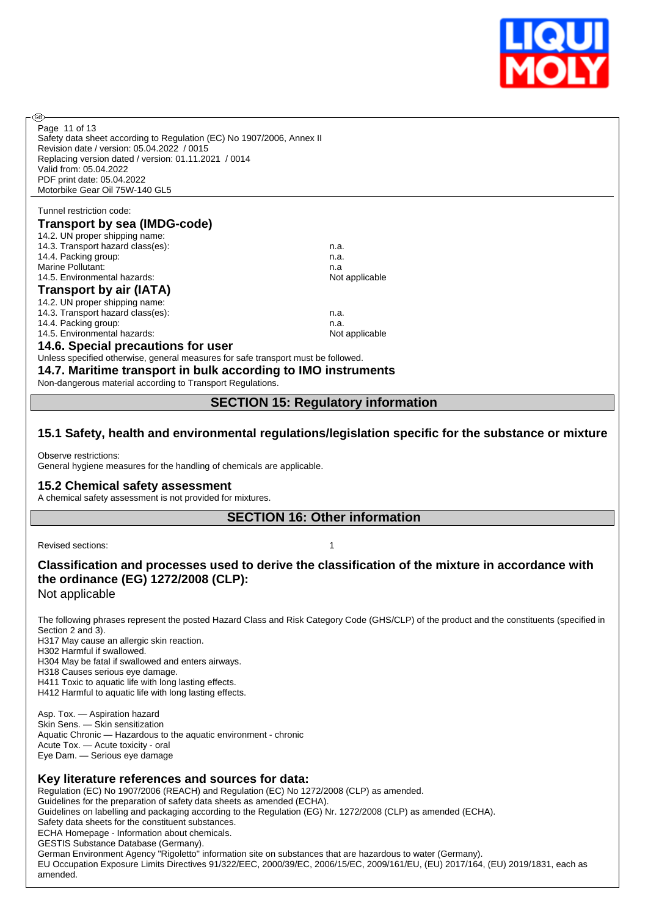Tunnel restriction code:

### Transport by sea (IMDG-code)

| | |
|---|---|
| 14.2. UN proper shipping name: | |
| 14.3. Transport hazard class(es): | n.a. |
| 14.4. Packing group: | n.a. |
| Marine Pollutant: | n.a |
| 14.5. Environmental hazards: | Not applicable |

### Transport by air (IATA)

| | |
|---|---|
| 14.2. UN proper shipping name: | |
| 14.3. Transport hazard class(es): | n.a. |
| 14.4. Packing group: | n.a. |
| 14.5. Environmental hazards: | Not applicable |

### 14.6. Special precautions for user

Unless specified otherwise, general measures for safe transport must be followed.

### 14.7. Maritime transport in bulk according to IMO instruments

Non-dangerous material according to Transport Regulations.

## SECTION 15: Regulatory information

### 15.1 Safety, health and environmental regulations/legislation specific for the substance or mixture

Observe restrictions:
General hygiene measures for the handling of chemicals are applicable.

### 15.2 Chemical safety assessment

A chemical safety assessment is not provided for mixtures.

## SECTION 16: Other information

Revised sections: 1

### Classification and processes used to derive the classification of the mixture in accordance with the ordinance (EG) 1272/2008 (CLP):

Not applicable

The following phrases represent the posted Hazard Class and Risk Category Code (GHS/CLP) of the product and the constituents (specified in Section 2 and 3).
H317 May cause an allergic skin reaction.
H302 Harmful if swallowed.
H304 May be fatal if swallowed and enters airways.
H318 Causes serious eye damage.
H411 Toxic to aquatic life with long lasting effects.
H412 Harmful to aquatic life with long lasting effects.

Asp. Tox. — Aspiration hazard
Skin Sens. — Skin sensitization
Aquatic Chronic — Hazardous to the aquatic environment - chronic
Acute Tox. — Acute toxicity - oral
Eye Dam. — Serious eye damage

### Key literature references and sources for data:

Regulation (EC) No 1907/2006 (REACH) and Regulation (EC) No 1272/2008 (CLP) as amended.
Guidelines for the preparation of safety data sheets as amended (ECHA).
Guidelines on labelling and packaging according to the Regulation (EG) Nr. 1272/2008 (CLP) as amended (ECHA).
Safety data sheets for the constituent substances.
ECHA Homepage - Information about chemicals.
GESTIS Substance Database (Germany).
German Environment Agency "Rigoletto" information site on substances that are hazardous to water (Germany).
EU Occupation Exposure Limits Directives 91/322/EEC, 2000/39/EC, 2006/15/EC, 2009/161/EU, (EU) 2017/164, (EU) 2019/1831, each as amended.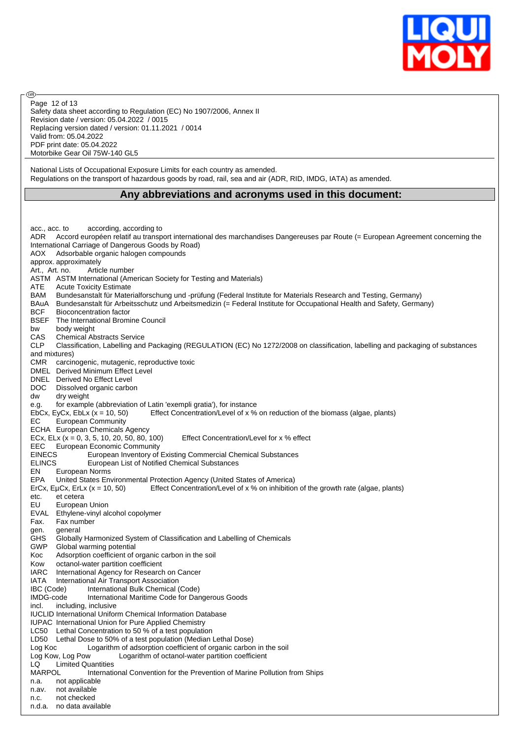National Lists of Occupational Exposure Limits for each country as amended.
Regulations on the transport of hazardous goods by road, rail, sea and air (ADR, RID, IMDG, IATA) as amended.

## Any abbreviations and acronyms used in this document:

acc., acc. to according, according to
ADR Accord européen relatif au transport international des marchandises Dangereuses par Route (= European Agreement concerning the International Carriage of Dangerous Goods by Road)
AOX Adsorbable organic halogen compounds
approx. approximately
Art., Art. no. Article number
ASTM ASTM International (American Society for Testing and Materials)
ATE Acute Toxicity Estimate
BAM Bundesanstalt für Materialforschung und -prüfung (Federal Institute for Materials Research and Testing, Germany)
BAuA Bundesanstalt für Arbeitsschutz und Arbeitsmedizin (= Federal Institute for Occupational Health and Safety, Germany)
BCF Bioconcentration factor
BSEF The International Bromine Council
bw body weight
CAS Chemical Abstracts Service
CLP Classification, Labelling and Packaging (REGULATION (EC) No 1272/2008 on classification, labelling and packaging of substances and mixtures)
CMR carcinogenic, mutagenic, reproductive toxic
DMEL Derived Minimum Effect Level
DNEL Derived No Effect Level
DOC Dissolved organic carbon
dw dry weight
e.g. for example (abbreviation of Latin 'exempli gratia'), for instance
EbCx, EyCx, EbLx (x = 10, 50) Effect Concentration/Level of x % on reduction of the biomass (algae, plants)
EC European Community
ECHA European Chemicals Agency
ECx, ELx (x = 0, 3, 5, 10, 20, 50, 80, 100) Effect Concentration/Level for x % effect
EEC European Economic Community
EINECS European Inventory of Existing Commercial Chemical Substances
ELINCS European List of Notified Chemical Substances
EN European Norms
EPA United States Environmental Protection Agency (United States of America)
ErCx, EµCx, ErLx (x = 10, 50) Effect Concentration/Level of x % on inhibition of the growth rate (algae, plants)
etc. et cetera
EU European Union
EVAL Ethylene-vinyl alcohol copolymer
Fax. Fax number
gen. general
GHS Globally Harmonized System of Classification and Labelling of Chemicals
GWP Global warming potential
Koc Adsorption coefficient of organic carbon in the soil
Kow octanol-water partition coefficient
IARC International Agency for Research on Cancer
IATA International Air Transport Association
IBC (Code) International Bulk Chemical (Code)
IMDG-code International Maritime Code for Dangerous Goods
incl. including, inclusive
IUCLID International Uniform Chemical Information Database
IUPAC International Union for Pure Applied Chemistry
LC50 Lethal Concentration to 50 % of a test population
LD50 Lethal Dose to 50% of a test population (Median Lethal Dose)
Log Koc Logarithm of adsorption coefficient of organic carbon in the soil
Log Kow, Log Pow Logarithm of octanol-water partition coefficient
LQ Limited Quantities
MARPOL International Convention for the Prevention of Marine Pollution from Ships
n.a. not applicable
n.av. not available
n.c. not checked
n.d.a. no data available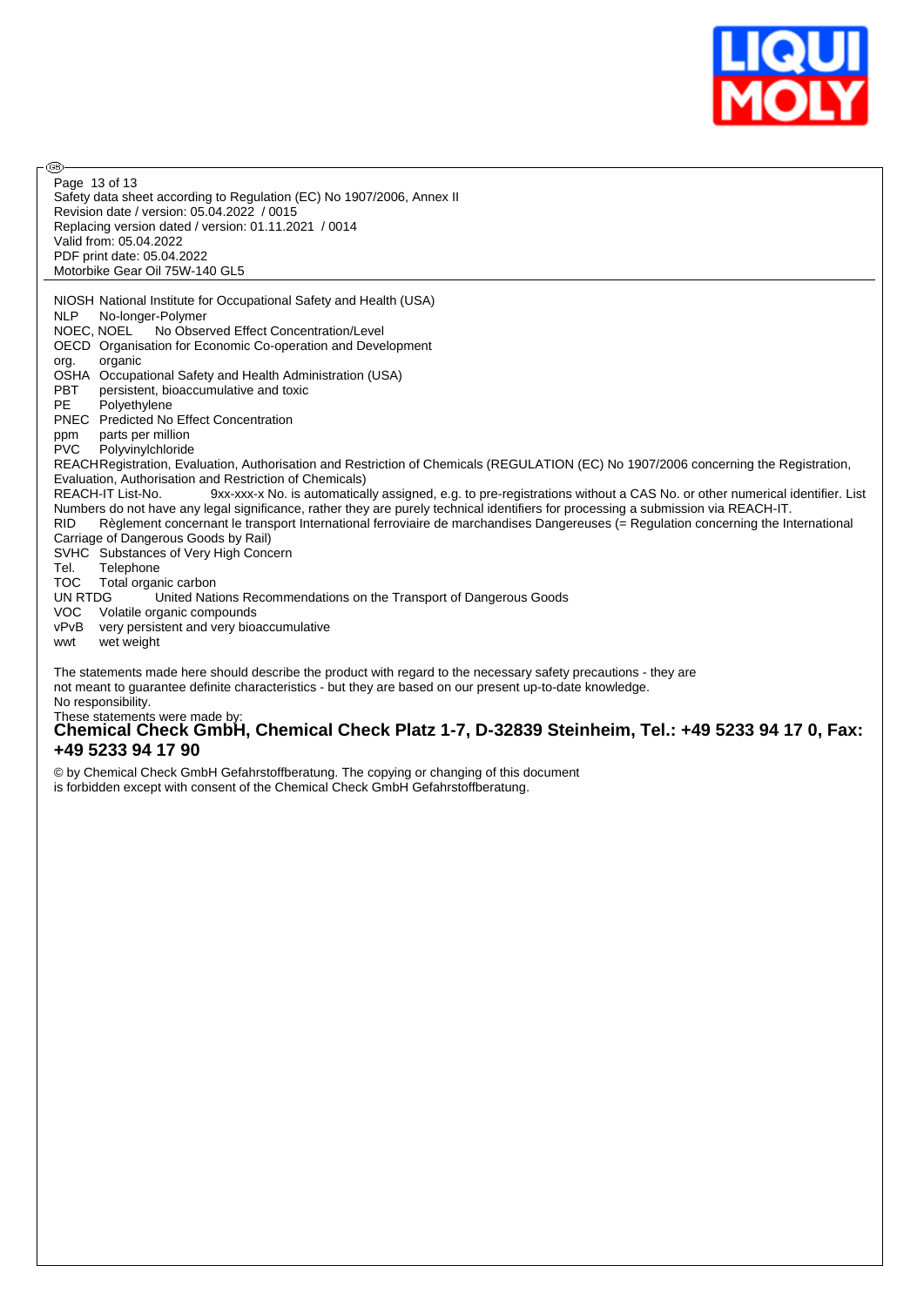NIOSH National Institute for Occupational Safety and Health (USA)
NLP No-longer-Polymer
NOEC, NOEL No Observed Effect Concentration/Level
OECD Organisation for Economic Co-operation and Development
org. organic
OSHA Occupational Safety and Health Administration (USA)
PBT persistent, bioaccumulative and toxic
PE Polyethylene
PNEC Predicted No Effect Concentration
ppm parts per million
PVC Polyvinylchloride
REACH Registration, Evaluation, Authorisation and Restriction of Chemicals (REGULATION (EC) No 1907/2006 concerning the Registration, Evaluation, Authorisation and Restriction of Chemicals)
REACH-IT List-No. 9xx-xxx-x No. is automatically assigned, e.g. to pre-registrations without a CAS No. or other numerical identifier. List Numbers do not have any legal significance, rather they are purely technical identifiers for processing a submission via REACH-IT.
RID Règlement concernant le transport International ferroviaire de marchandises Dangereuses (= Regulation concerning the International Carriage of Dangerous Goods by Rail)
SVHC Substances of Very High Concern
Tel. Telephone
TOC Total organic carbon
UN RTDG United Nations Recommendations on the Transport of Dangerous Goods
VOC Volatile organic compounds
vPvB very persistent and very bioaccumulative
wwt wet weight

The statements made here should describe the product with regard to the necessary safety precautions - they are not meant to guarantee definite characteristics - but they are based on our present up-to-date knowledge.
No responsibility.
These statements were made by:

**Chemical Check GmbH, Chemical Check Platz 1-7, D-32839 Steinheim, Tel.: +49 5233 94 17 0, Fax: +49 5233 94 17 90**

© by Chemical Check GmbH Gefahrstoffberatung. The copying or changing of this document is forbidden except with consent of the Chemical Check GmbH Gefahrstoffberatung.